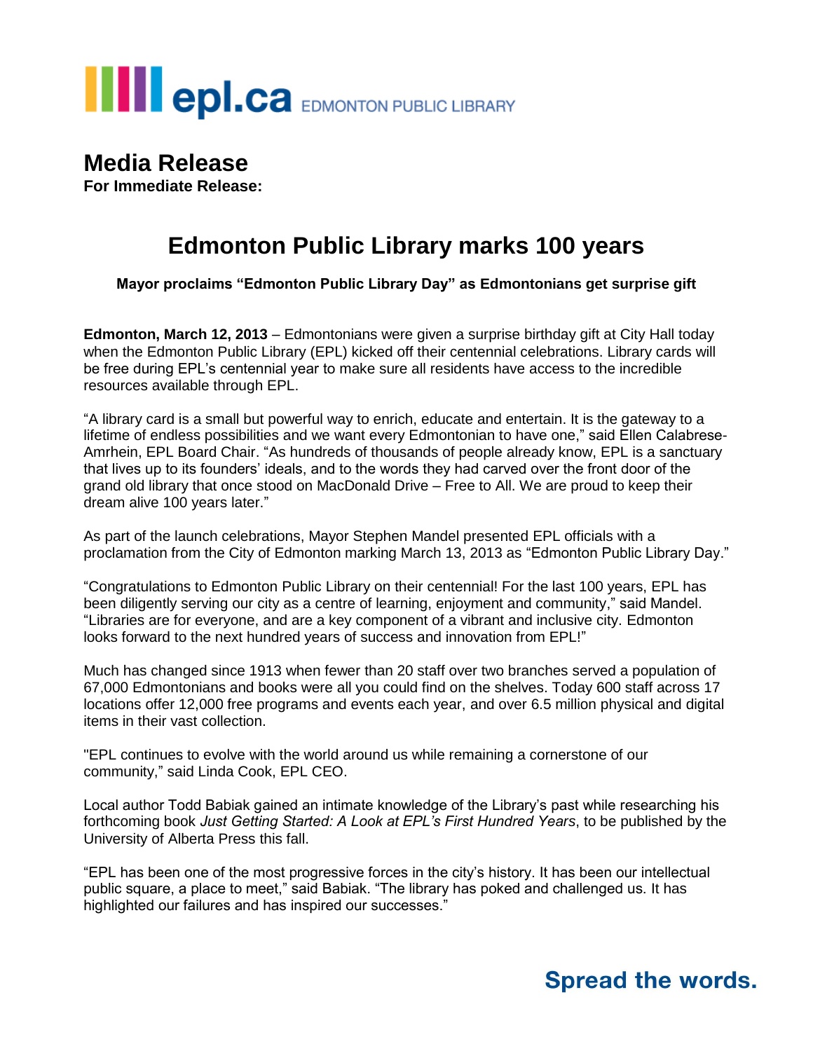epl.ca EDMONTON PUBLIC LIBRARY

# Media Release

**For Immediate Release:**

## Edmonton Public Library marks 100 years

**Mayor proclaims "Edmonton Public Library Day" as Edmontonians get surprise gift**

**Edmonton, March 12, 2013** – Edmontonians were given a surprise birthday gift at City Hall today when the Edmonton Public Library (EPL) kicked off their centennial celebrations. Library cards will be free during EPL's centennial year to make sure all residents have access to the incredible resources available through EPL.

"A library card is a small but powerful way to enrich, educate and entertain. It is the gateway to a lifetime of endless possibilities and we want every Edmontonian to have one," said Ellen Calabrese-Amrhein, EPL Board Chair. "As hundreds of thousands of people already know, EPL is a sanctuary that lives up to its founders' ideals, and to the words they had carved over the front door of the grand old library that once stood on MacDonald Drive – Free to All. We are proud to keep their dream alive 100 years later."

As part of the launch celebrations, Mayor Stephen Mandel presented EPL officials with a proclamation from the City of Edmonton marking March 13, 2013 as "Edmonton Public Library Day."

"Congratulations to Edmonton Public Library on their centennial! For the last 100 years, EPL has been diligently serving our city as a centre of learning, enjoyment and community," said Mandel. "Libraries are for everyone, and are a key component of a vibrant and inclusive city. Edmonton looks forward to the next hundred years of success and innovation from EPL!"

Much has changed since 1913 when fewer than 20 staff over two branches served a population of 67,000 Edmontonians and books were all you could find on the shelves. Today 600 staff across 17 locations offer 12,000 free programs and events each year, and over 6.5 million physical and digital items in their vast collection.

"EPL continues to evolve with the world around us while remaining a cornerstone of our community," said Linda Cook, EPL CEO.

Local author Todd Babiak gained an intimate knowledge of the Library's past while researching his forthcoming book *Just Getting Started: A Look at EPL's First Hundred Years*, to be published by the University of Alberta Press this fall.

"EPL has been one of the most progressive forces in the city's history. It has been our intellectual public square, a place to meet," said Babiak. "The library has poked and challenged us. It has highlighted our failures and has inspired our successes."

**Spread the words.**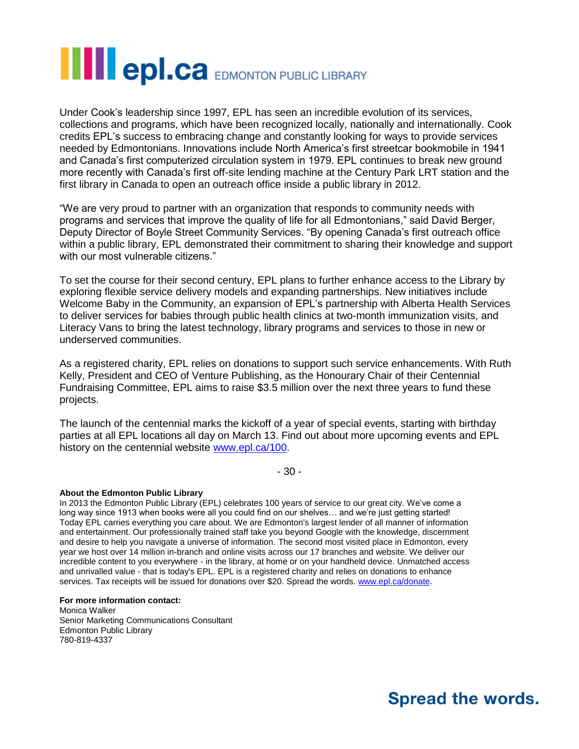Under Cook's leadership since 1997, EPL has seen an incredible evolution of its services, collections and programs, which have been recognized locally, nationally and internationally. Cook credits EPL's success to embracing change and constantly looking for ways to provide services needed by Edmontonians. Innovations include North America's first streetcar bookmobile in 1941 and Canada's first computerized circulation system in 1979. EPL continues to break new ground more recently with Canada's first off-site lending machine at the Century Park LRT station and the first library in Canada to open an outreach office inside a public library in 2012.

"We are very proud to partner with an organization that responds to community needs with programs and services that improve the quality of life for all Edmontonians," said David Berger, Deputy Director of Boyle Street Community Services. "By opening Canada's first outreach office within a public library, EPL demonstrated their commitment to sharing their knowledge and support with our most vulnerable citizens."

To set the course for their second century, EPL plans to further enhance access to the Library by exploring flexible service delivery models and expanding partnerships. New initiatives include Welcome Baby in the Community, an expansion of EPL's partnership with Alberta Health Services to deliver services for babies through public health clinics at two-month immunization visits, and Literacy Vans to bring the latest technology, library programs and services to those in new or underserved communities.

As a registered charity, EPL relies on donations to support such service enhancements. With Ruth Kelly, President and CEO of Venture Publishing, as the Honourary Chair of their Centennial Fundraising Committee, EPL aims to raise $3.5 million over the next three years to fund these projects.

The launch of the centennial marks the kickoff of a year of special events, starting with birthday parties at all EPL locations all day on March 13. Find out about more upcoming events and EPL history on the centennial website www.epl.ca/100.

\- 30 -

**About the Edmonton Public Library**

In 2013 the Edmonton Public Library (EPL) celebrates 100 years of service to our great city. We've come a long way since 1913 when books were all you could find on our shelves… and we're just getting started! Today EPL carries everything you care about. We are Edmonton's largest lender of all manner of information and entertainment. Our professionally trained staff take you beyond Google with the knowledge, discernment and desire to help you navigate a universe of information. The second most visited place in Edmonton, every year we host over 14 million in-branch and online visits across our 17 branches and website. We deliver our incredible content to you everywhere - in the library, at home or on your handheld device. Unmatched access and unrivalled value - that is today's EPL. EPL is a registered charity and relies on donations to enhance services. Tax receipts will be issued for donations over $20. Spread the words. www.epl.ca/donate.

**For more information contact:**
Monica Walker
Senior Marketing Communications Consultant
Edmonton Public Library
780-819-4337

**Spread the words.**